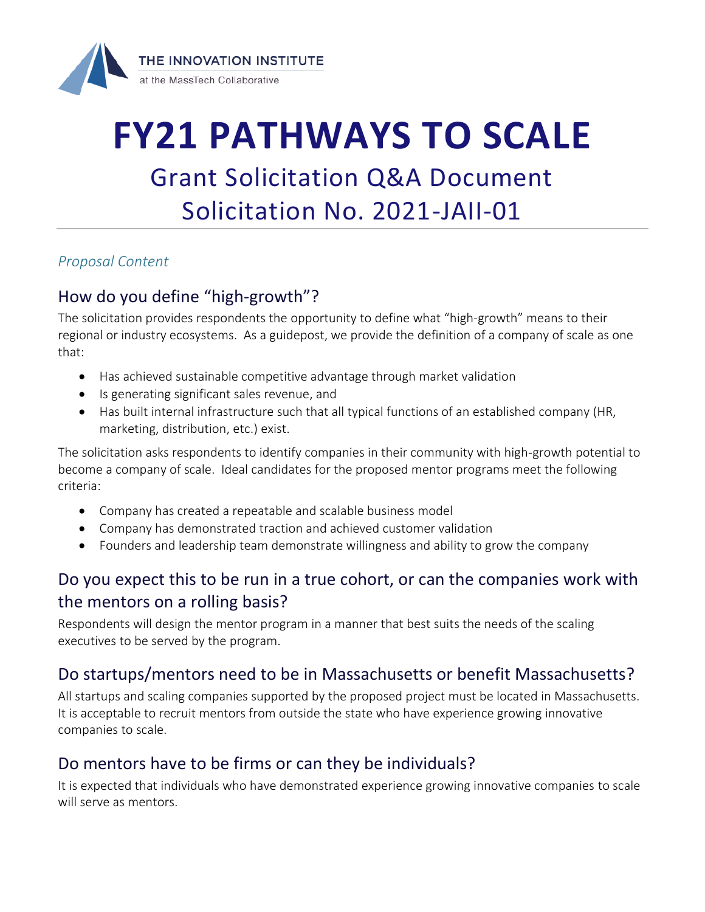THE INNOVATION INSTITUTE
at the MassTech Collaborative

# FY21 PATHWAYS TO SCALE

## Grant Solicitation Q&A Document
## Solicitation No. 2021-JAII-01

---

*Proposal Content*

### How do you define "high-growth"?

The solicitation provides respondents the opportunity to define what "high-growth" means to their regional or industry ecosystems. As a guidepost, we provide the definition of a company of scale as one that:

- Has achieved sustainable competitive advantage through market validation
- Is generating significant sales revenue, and
- Has built internal infrastructure such that all typical functions of an established company (HR, marketing, distribution, etc.) exist.

The solicitation asks respondents to identify companies in their community with high-growth potential to become a company of scale. Ideal candidates for the proposed mentor programs meet the following criteria:

- Company has created a repeatable and scalable business model
- Company has demonstrated traction and achieved customer validation
- Founders and leadership team demonstrate willingness and ability to grow the company

### Do you expect this to be run in a true cohort, or can the companies work with the mentors on a rolling basis?

Respondents will design the mentor program in a manner that best suits the needs of the scaling executives to be served by the program.

### Do startups/mentors need to be in Massachusetts or benefit Massachusetts?

All startups and scaling companies supported by the proposed project must be located in Massachusetts. It is acceptable to recruit mentors from outside the state who have experience growing innovative companies to scale.

### Do mentors have to be firms or can they be individuals?

It is expected that individuals who have demonstrated experience growing innovative companies to scale will serve as mentors.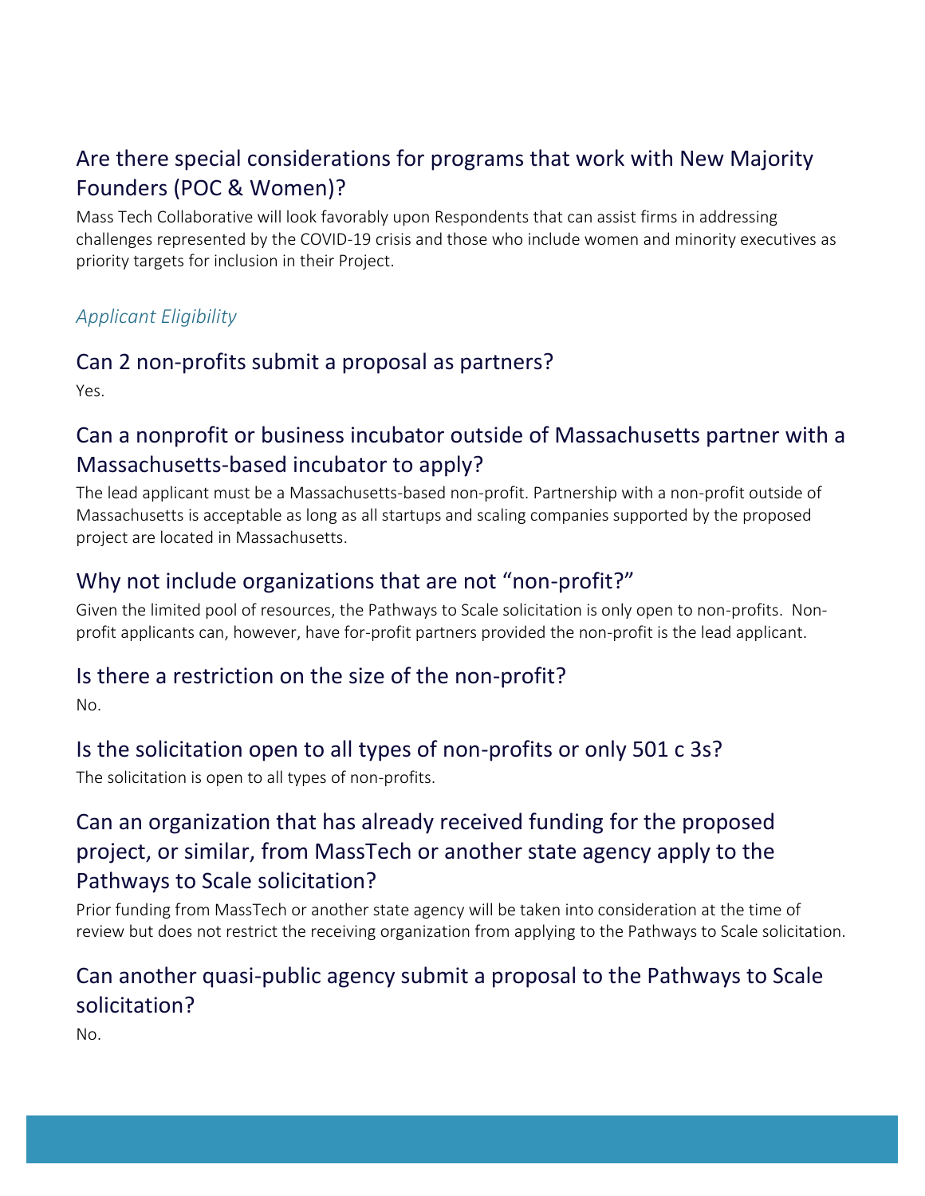## Are there special considerations for programs that work with New Majority Founders (POC & Women)?

Mass Tech Collaborative will look favorably upon Respondents that can assist firms in addressing challenges represented by the COVID-19 crisis and those who include women and minority executives as priority targets for inclusion in their Project.

### *Applicant Eligibility*

## Can 2 non-profits submit a proposal as partners?

Yes.

## Can a nonprofit or business incubator outside of Massachusetts partner with a Massachusetts-based incubator to apply?

The lead applicant must be a Massachusetts-based non-profit. Partnership with a non-profit outside of Massachusetts is acceptable as long as all startups and scaling companies supported by the proposed project are located in Massachusetts.

## Why not include organizations that are not "non-profit?"

Given the limited pool of resources, the Pathways to Scale solicitation is only open to non-profits. Non-profit applicants can, however, have for-profit partners provided the non-profit is the lead applicant.

## Is there a restriction on the size of the non-profit?

No.

## Is the solicitation open to all types of non-profits or only 501 c 3s?

The solicitation is open to all types of non-profits.

## Can an organization that has already received funding for the proposed project, or similar, from MassTech or another state agency apply to the Pathways to Scale solicitation?

Prior funding from MassTech or another state agency will be taken into consideration at the time of review but does not restrict the receiving organization from applying to the Pathways to Scale solicitation.

## Can another quasi-public agency submit a proposal to the Pathways to Scale solicitation?

No.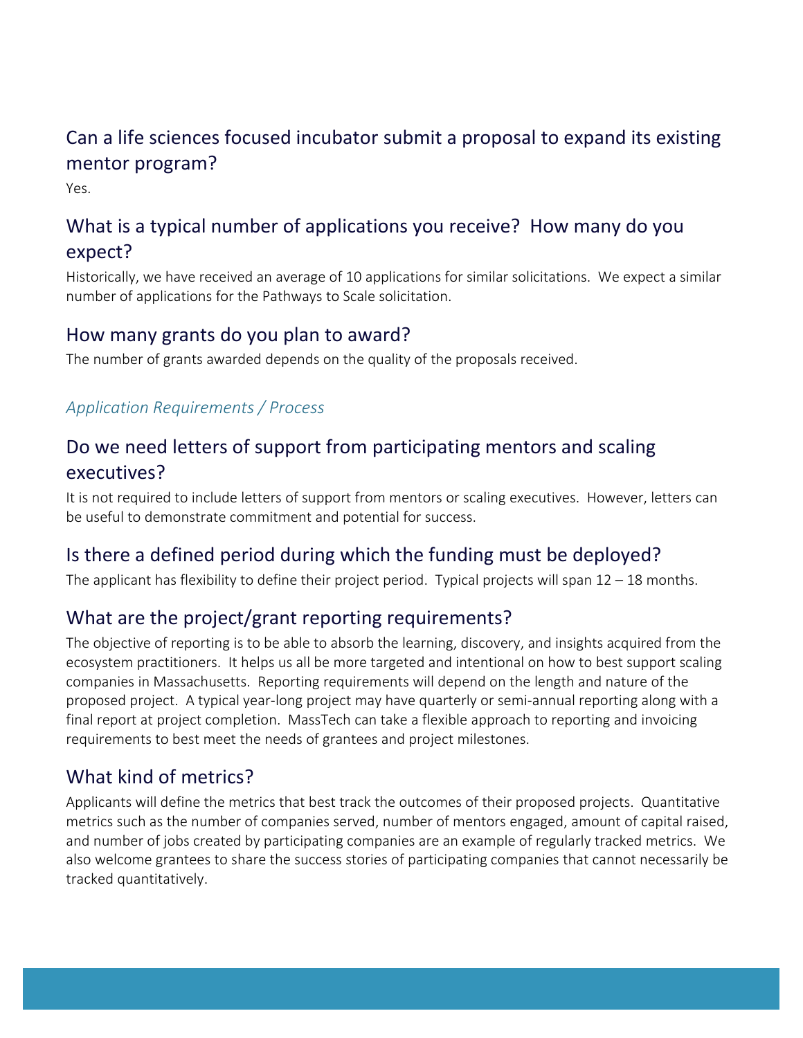## Can a life sciences focused incubator submit a proposal to expand its existing mentor program?

Yes.

## What is a typical number of applications you receive? How many do you expect?

Historically, we have received an average of 10 applications for similar solicitations. We expect a similar number of applications for the Pathways to Scale solicitation.

## How many grants do you plan to award?

The number of grants awarded depends on the quality of the proposals received.

### *Application Requirements / Process*

## Do we need letters of support from participating mentors and scaling executives?

It is not required to include letters of support from mentors or scaling executives. However, letters can be useful to demonstrate commitment and potential for success.

## Is there a defined period during which the funding must be deployed?

The applicant has flexibility to define their project period. Typical projects will span 12 – 18 months.

## What are the project/grant reporting requirements?

The objective of reporting is to be able to absorb the learning, discovery, and insights acquired from the ecosystem practitioners. It helps us all be more targeted and intentional on how to best support scaling companies in Massachusetts. Reporting requirements will depend on the length and nature of the proposed project. A typical year-long project may have quarterly or semi-annual reporting along with a final report at project completion. MassTech can take a flexible approach to reporting and invoicing requirements to best meet the needs of grantees and project milestones.

## What kind of metrics?

Applicants will define the metrics that best track the outcomes of their proposed projects. Quantitative metrics such as the number of companies served, number of mentors engaged, amount of capital raised, and number of jobs created by participating companies are an example of regularly tracked metrics. We also welcome grantees to share the success stories of participating companies that cannot necessarily be tracked quantitatively.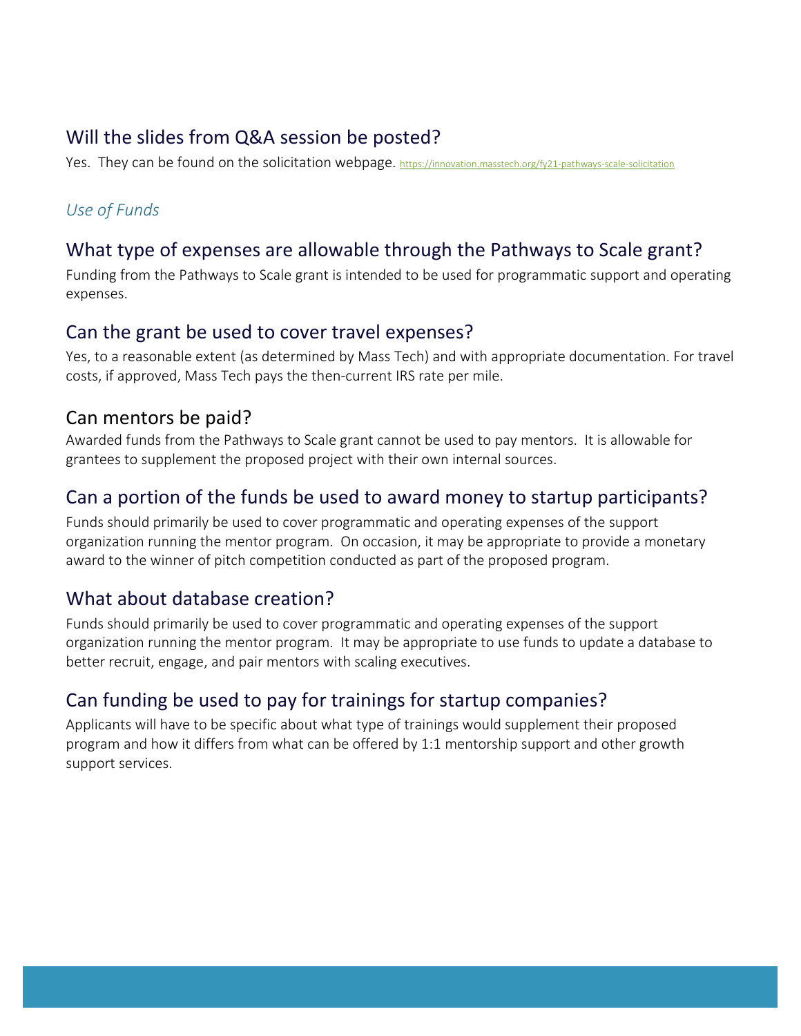## Will the slides from Q&A session be posted?

Yes. They can be found on the solicitation webpage. https://innovation.masstech.org/fy21-pathways-scale-solicitation

### *Use of Funds*

## What type of expenses are allowable through the Pathways to Scale grant?

Funding from the Pathways to Scale grant is intended to be used for programmatic support and operating expenses.

## Can the grant be used to cover travel expenses?

Yes, to a reasonable extent (as determined by Mass Tech) and with appropriate documentation. For travel costs, if approved, Mass Tech pays the then-current IRS rate per mile.

## Can mentors be paid?

Awarded funds from the Pathways to Scale grant cannot be used to pay mentors. It is allowable for grantees to supplement the proposed project with their own internal sources.

## Can a portion of the funds be used to award money to startup participants?

Funds should primarily be used to cover programmatic and operating expenses of the support organization running the mentor program. On occasion, it may be appropriate to provide a monetary award to the winner of pitch competition conducted as part of the proposed program.

## What about database creation?

Funds should primarily be used to cover programmatic and operating expenses of the support organization running the mentor program. It may be appropriate to use funds to update a database to better recruit, engage, and pair mentors with scaling executives.

## Can funding be used to pay for trainings for startup companies?

Applicants will have to be specific about what type of trainings would supplement their proposed program and how it differs from what can be offered by 1:1 mentorship support and other growth support services.